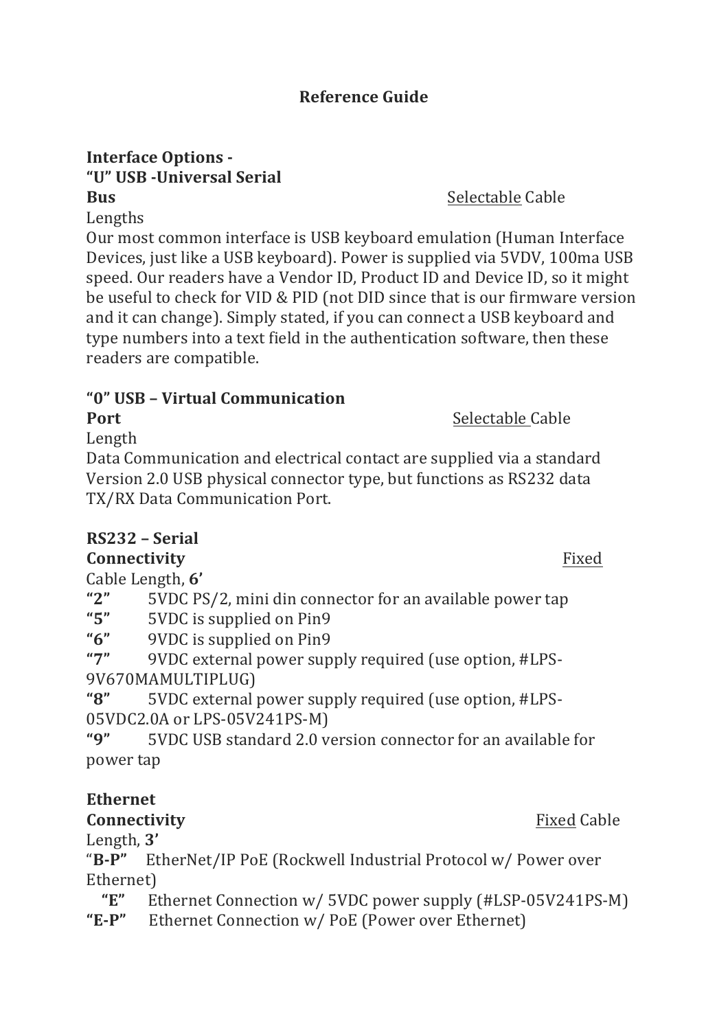**Reference Guide**

**Interface Options -**
**"U" USB -Universal Serial Bus** Selectable Cable Lengths

Our most common interface is USB keyboard emulation (Human Interface Devices, just like a USB keyboard). Power is supplied via 5VDV, 100ma USB speed. Our readers have a Vendor ID, Product ID and Device ID, so it might be useful to check for VID & PID (not DID since that is our firmware version and it can change). Simply stated, if you can connect a USB keyboard and type numbers into a text field in the authentication software, then these readers are compatible.

**"0" USB – Virtual Communication Port** Selectable Cable Length

Data Communication and electrical contact are supplied via a standard Version 2.0 USB physical connector type, but functions as RS232 data TX/RX Data Communication Port.

**RS232 – Serial Connectivity** Fixed Cable Length, **6'**

**"2"** 5VDC PS/2, mini din connector for an available power tap
**"5"** 5VDC is supplied on Pin9
**"6"** 9VDC is supplied on Pin9
**"7"** 9VDC external power supply required (use option, #LPS-9V670MAMULTIPLUG)
**"8"** 5VDC external power supply required (use option, #LPS-05VDC2.0A or LPS-05V241PS-M)
**"9"** 5VDC USB standard 2.0 version connector for an available for power tap

**Ethernet Connectivity** Fixed Cable Length, **3'**

"**B-P"** EtherNet/IP PoE (Rockwell Industrial Protocol w/ Power over Ethernet)
**"E"** Ethernet Connection w/ 5VDC power supply (#LSP-05V241PS-M)
**"E-P"** Ethernet Connection w/ PoE (Power over Ethernet)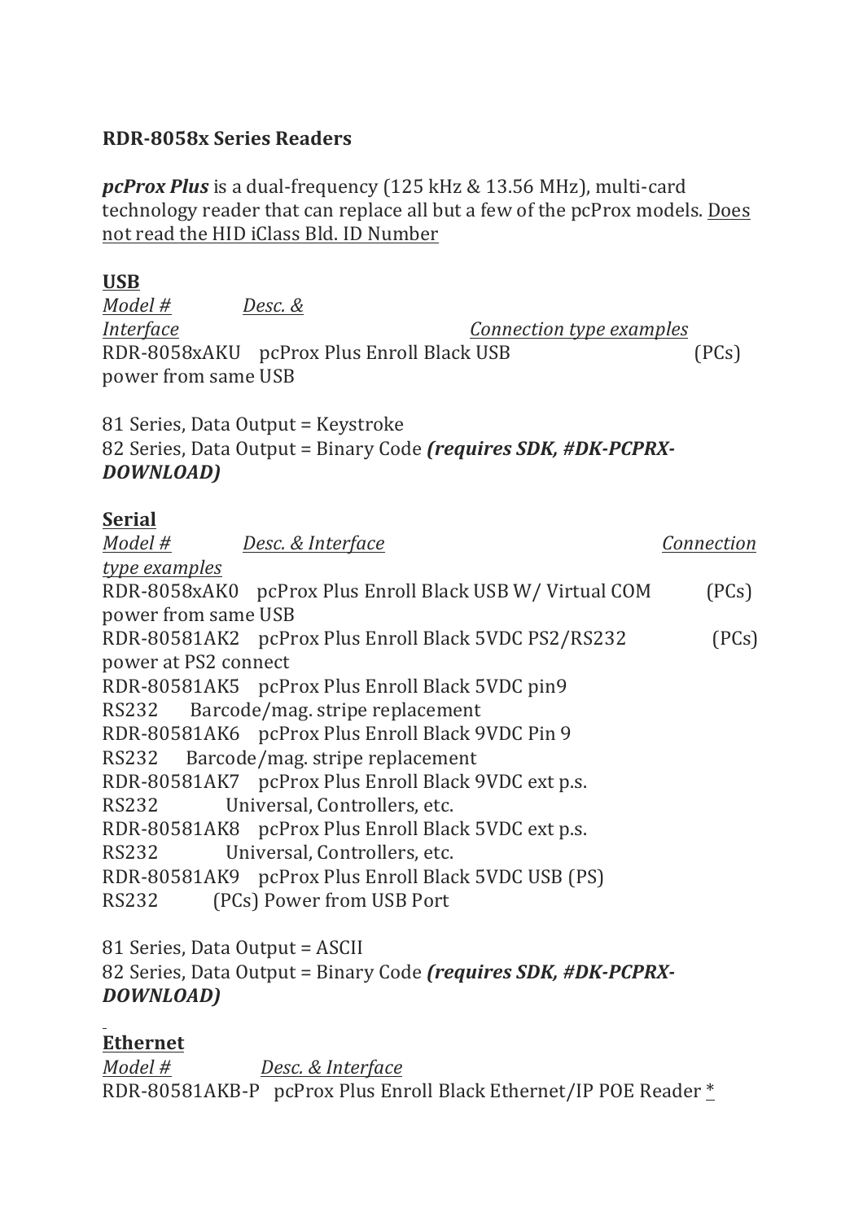**RDR-8058x Series Readers**

***pcProx Plus*** is a dual-frequency (125 kHz & 13.56 MHz), multi-card technology reader that can replace all but a few of the pcProx models. <u>Does not read the HID iClass Bld. ID Number</u>

**<u>USB</u>**

| *<u>Model #</u>* | *<u>Desc. & Interface</u>* | *<u>Connection type examples</u>* |
|---|---|---|
| RDR-8058xAKU | pcProx Plus Enroll Black USB | (PCs) power from same USB |

81 Series, Data Output = Keystroke
82 Series, Data Output = Binary Code ***(requires SDK, #DK-PCPRX-DOWNLOAD)***

**<u>Serial</u>**

| *<u>Model #</u>* | *<u>Desc. & Interface</u>* | *<u>Connection type examples</u>* |
|---|---|---|
| RDR-8058xAK0 | pcProx Plus Enroll Black USB W/ Virtual COM | (PCs) power from same USB |
| RDR-80581AK2 | pcProx Plus Enroll Black 5VDC PS2/RS232 | (PCs) power at PS2 connect |
| RDR-80581AK5 | pcProx Plus Enroll Black 5VDC pin9 RS232 | Barcode/mag. stripe replacement |
| RDR-80581AK6 | pcProx Plus Enroll Black 9VDC Pin 9 RS232 | Barcode/mag. stripe replacement |
| RDR-80581AK7 | pcProx Plus Enroll Black 9VDC ext p.s. RS232 | Universal, Controllers, etc. |
| RDR-80581AK8 | pcProx Plus Enroll Black 5VDC ext p.s. RS232 | Universal, Controllers, etc. |
| RDR-80581AK9 | pcProx Plus Enroll Black 5VDC USB (PS) RS232 | (PCs) Power from USB Port |

81 Series, Data Output = ASCII
82 Series, Data Output = Binary Code ***(requires SDK, #DK-PCPRX-DOWNLOAD)***

**<u>Ethernet</u>**

| *<u>Model #</u>* | *<u>Desc. & Interface</u>* |
|---|---|
| RDR-80581AKB-P | pcProx Plus Enroll Black Ethernet/IP POE Reader <u>*</u> |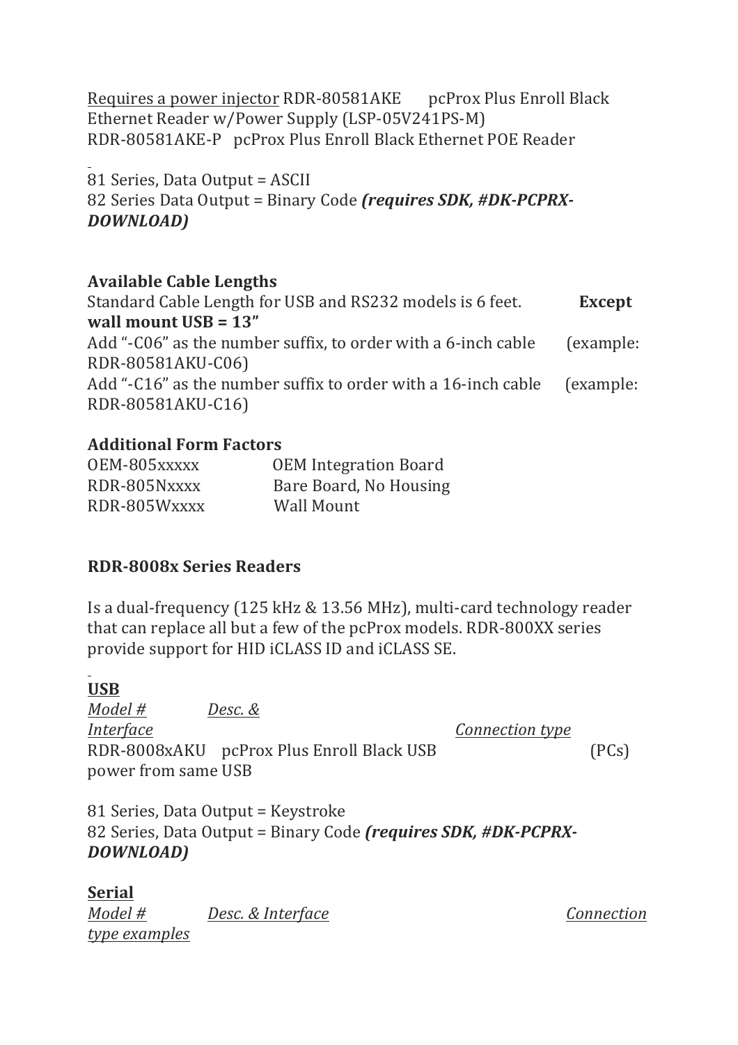Requires a power injector RDR-80581AKE pcProx Plus Enroll Black Ethernet Reader w/Power Supply (LSP-05V241PS-M)
RDR-80581AKE-P pcProx Plus Enroll Black Ethernet POE Reader

81 Series, Data Output = ASCII
82 Series Data Output = Binary Code ***(requires SDK, #DK-PCPRX-DOWNLOAD)***

**Available Cable Lengths**

Standard Cable Length for USB and RS232 models is 6 feet. **Except wall mount USB = 13"**
Add "-C06" as the number suffix, to order with a 6-inch cable (example: RDR-80581AKU-C06)
Add "-C16" as the number suffix to order with a 16-inch cable (example: RDR-80581AKU-C16)

**Additional Form Factors**

| | |
|---|---|
| OEM-805xxxxx | OEM Integration Board |
| RDR-805Nxxxx | Bare Board, No Housing |
| RDR-805Wxxxx | Wall Mount |

**RDR-8008x Series Readers**

Is a dual-frequency (125 kHz & 13.56 MHz), multi-card technology reader that can replace all but a few of the pcProx models. RDR-800XX series provide support for HID iCLASS ID and iCLASS SE.

**USB**

| *Model #* | *Desc. & Interface* | *Connection type* |
|---|---|---|
| RDR-8008xAKU | pcProx Plus Enroll Black USB power from same USB | (PCs) |

81 Series, Data Output = Keystroke
82 Series, Data Output = Binary Code ***(requires SDK, #DK-PCPRX-DOWNLOAD)***

**Serial**

*Model #* *Desc. & Interface* *Connection type examples*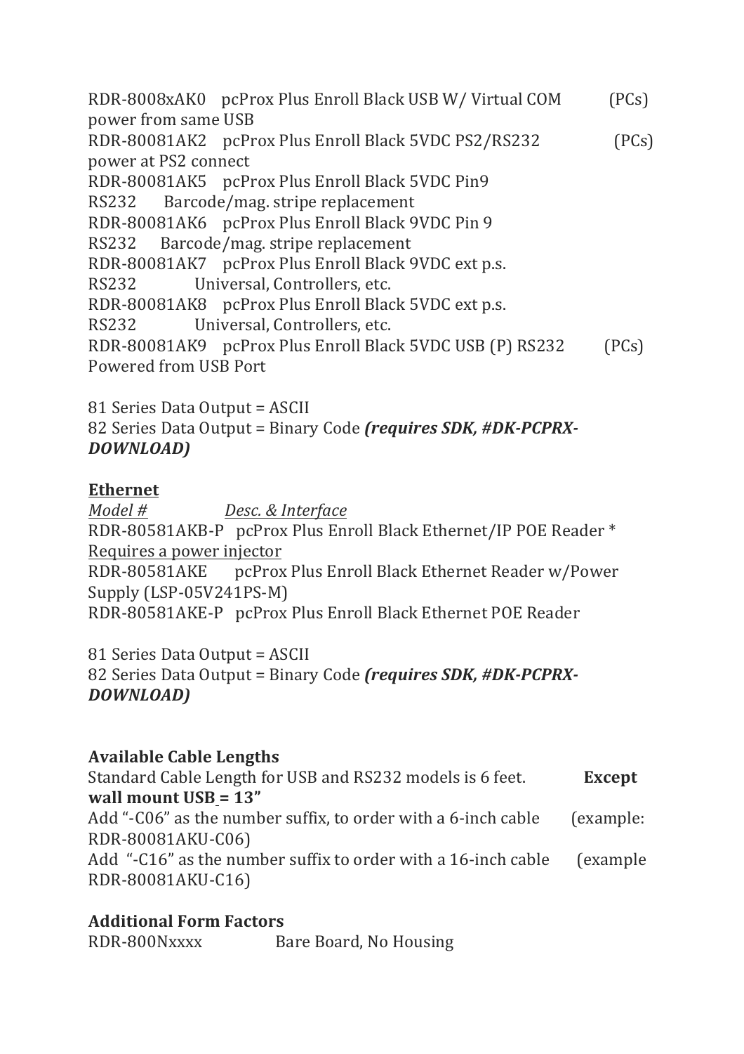RDR-8008xAK0 pcProx Plus Enroll Black USB W/ Virtual COM (PCs) power from same USB
RDR-80081AK2 pcProx Plus Enroll Black 5VDC PS2/RS232 (PCs) power at PS2 connect
RDR-80081AK5 pcProx Plus Enroll Black 5VDC Pin9 RS232 Barcode/mag. stripe replacement
RDR-80081AK6 pcProx Plus Enroll Black 9VDC Pin 9 RS232 Barcode/mag. stripe replacement
RDR-80081AK7 pcProx Plus Enroll Black 9VDC ext p.s. RS232 Universal, Controllers, etc.
RDR-80081AK8 pcProx Plus Enroll Black 5VDC ext p.s. RS232 Universal, Controllers, etc.
RDR-80081AK9 pcProx Plus Enroll Black 5VDC USB (P) RS232 (PCs) Powered from USB Port

81 Series Data Output = ASCII
82 Series Data Output = Binary Code ***(requires SDK, #DK-PCPRX-DOWNLOAD)***

**Ethernet**

*Model #* *Desc. & Interface*

RDR-80581AKB-P pcProx Plus Enroll Black Ethernet/IP POE Reader * Requires a power injector
RDR-80581AKE pcProx Plus Enroll Black Ethernet Reader w/Power Supply (LSP-05V241PS-M)
RDR-80581AKE-P pcProx Plus Enroll Black Ethernet POE Reader

81 Series Data Output = ASCII
82 Series Data Output = Binary Code ***(requires SDK, #DK-PCPRX-DOWNLOAD)***

**Available Cable Lengths**

Standard Cable Length for USB and RS232 models is 6 feet. **Except wall mount USB = 13"**
Add "-C06" as the number suffix, to order with a 6-inch cable (example: RDR-80081AKU-C06)
Add "-C16" as the number suffix to order with a 16-inch cable (example RDR-80081AKU-C16)

**Additional Form Factors**

RDR-800Nxxxx Bare Board, No Housing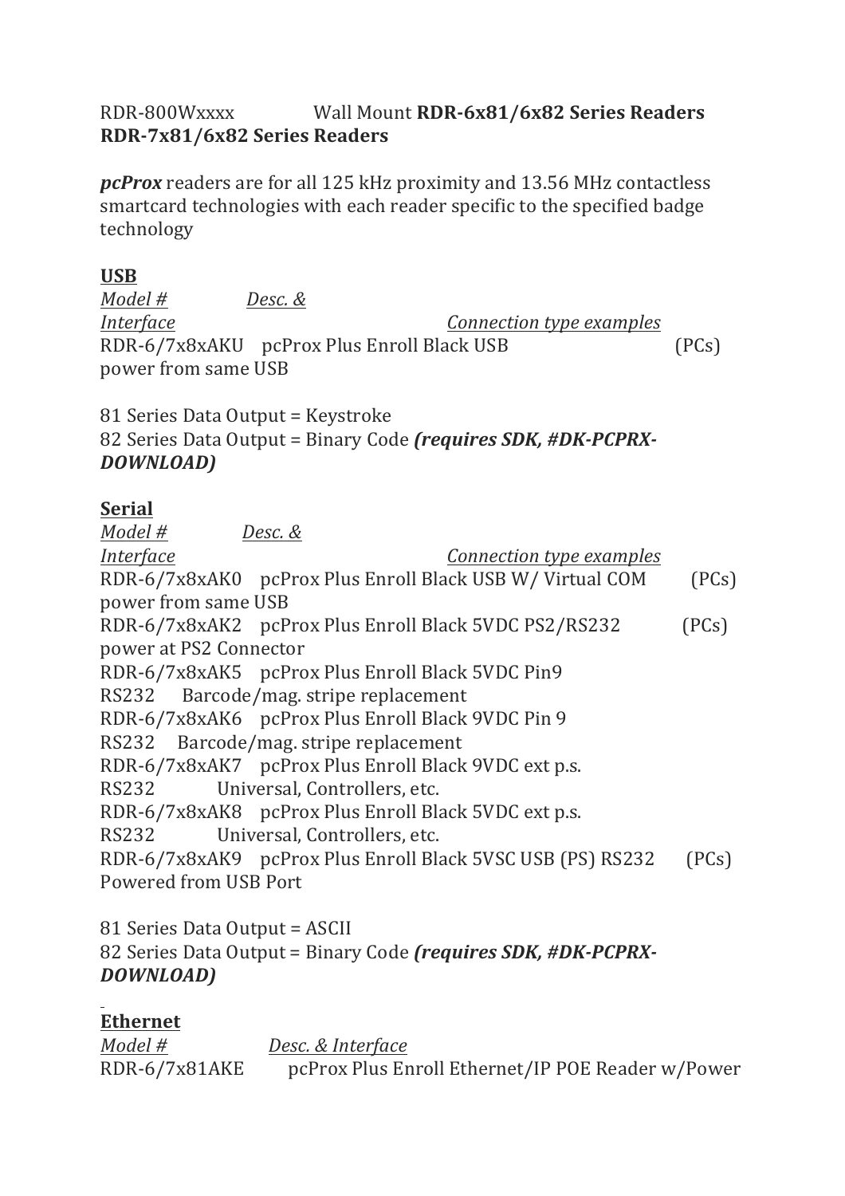RDR-800Wxxxx Wall Mount **RDR-6x81/6x82 Series Readers RDR-7x81/6x82 Series Readers**

***pcProx*** readers are for all 125 kHz proximity and 13.56 MHz contactless smartcard technologies with each reader specific to the specified badge technology

**USB**

*Model #* *Desc. & Interface* *Connection type examples*

RDR-6/7x8xAKU pcProx Plus Enroll Black USB (PCs) power from same USB

81 Series Data Output = Keystroke
82 Series Data Output = Binary Code ***(requires SDK, #DK-PCPRX-DOWNLOAD)***

**Serial**

*Model #* *Desc. & Interface* *Connection type examples*

RDR-6/7x8xAK0 pcProx Plus Enroll Black USB W/ Virtual COM (PCs) power from same USB
RDR-6/7x8xAK2 pcProx Plus Enroll Black 5VDC PS2/RS232 (PCs) power at PS2 Connector
RDR-6/7x8xAK5 pcProx Plus Enroll Black 5VDC Pin9 RS232 Barcode/mag. stripe replacement
RDR-6/7x8xAK6 pcProx Plus Enroll Black 9VDC Pin 9 RS232 Barcode/mag. stripe replacement
RDR-6/7x8xAK7 pcProx Plus Enroll Black 9VDC ext p.s. RS232 Universal, Controllers, etc.
RDR-6/7x8xAK8 pcProx Plus Enroll Black 5VDC ext p.s. RS232 Universal, Controllers, etc.
RDR-6/7x8xAK9 pcProx Plus Enroll Black 5VSC USB (PS) RS232 (PCs) Powered from USB Port

81 Series Data Output = ASCII
82 Series Data Output = Binary Code ***(requires SDK, #DK-PCPRX-DOWNLOAD)***

**Ethernet**

*Model #* *Desc. & Interface*

RDR-6/7x81AKE pcProx Plus Enroll Ethernet/IP POE Reader w/Power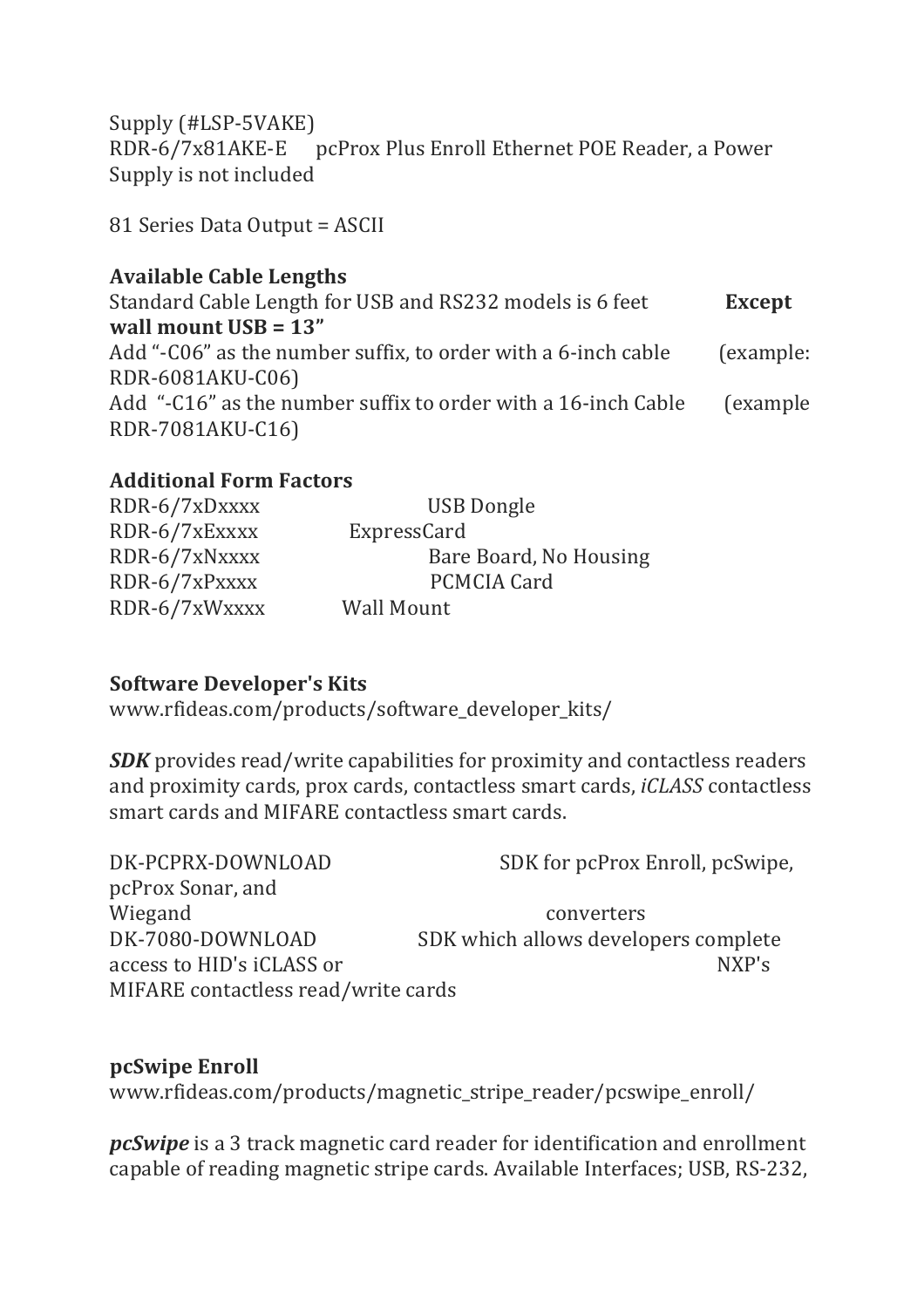Supply (#LSP-5VAKE)
RDR-6/7x81AKE-E pcProx Plus Enroll Ethernet POE Reader, a Power Supply is not included

81 Series Data Output = ASCII

**Available Cable Lengths**

Standard Cable Length for USB and RS232 models is 6 feet **Except wall mount USB = 13"**
Add "-C06" as the number suffix, to order with a 6-inch cable (example: RDR-6081AKU-C06)
Add "-C16" as the number suffix to order with a 16-inch Cable (example RDR-7081AKU-C16)

**Additional Form Factors**

| | |
|---|---|
| RDR-6/7xDxxxx | USB Dongle |
| RDR-6/7xExxxx | ExpressCard |
| RDR-6/7xNxxxx | Bare Board, No Housing |
| RDR-6/7xPxxxx | PCMCIA Card |
| RDR-6/7xWxxxx | Wall Mount |

**Software Developer's Kits**

www.rfideas.com/products/software_developer_kits/

***SDK*** provides read/write capabilities for proximity and contactless readers and proximity cards, prox cards, contactless smart cards, *iCLASS* contactless smart cards and MIFARE contactless smart cards.

| | |
|---|---|
| DK-PCPRX-DOWNLOAD | SDK for pcProx Enroll, pcSwipe, pcProx Sonar, and Wiegand converters |
| DK-7080-DOWNLOAD | SDK which allows developers complete access to HID's iCLASS or NXP's MIFARE contactless read/write cards |

**pcSwipe Enroll**

www.rfideas.com/products/magnetic_stripe_reader/pcswipe_enroll/

***pcSwipe*** is a 3 track magnetic card reader for identification and enrollment capable of reading magnetic stripe cards. Available Interfaces; USB, RS-232,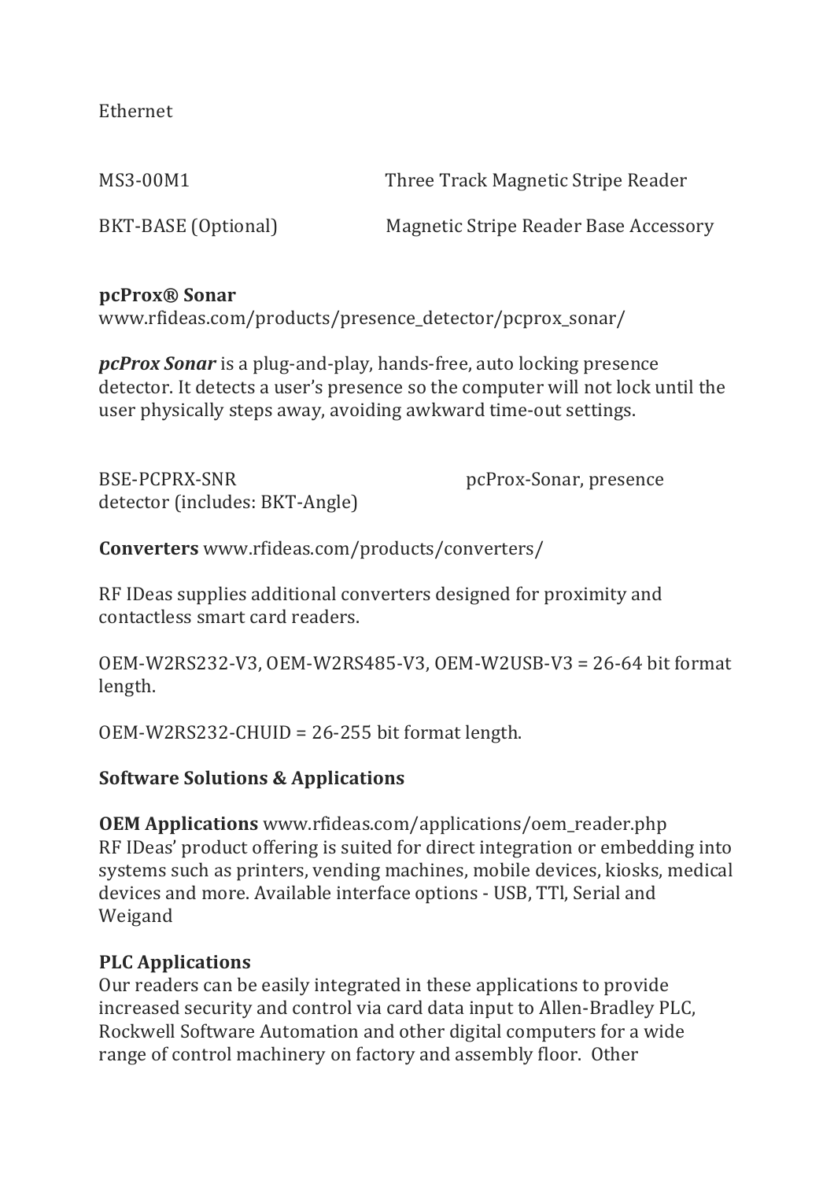Ethernet

| | |
|---|---|
| MS3-00M1 | Three Track Magnetic Stripe Reader |
| BKT-BASE (Optional) | Magnetic Stripe Reader Base Accessory |

**pcProx® Sonar**
www.rfideas.com/products/presence_detector/pcprox_sonar/

***pcProx Sonar*** is a plug-and-play, hands-free, auto locking presence detector. It detects a user's presence so the computer will not lock until the user physically steps away, avoiding awkward time-out settings.

BSE-PCPRX-SNR pcProx-Sonar, presence detector (includes: BKT-Angle)

**Converters** www.rfideas.com/products/converters/

RF IDeas supplies additional converters designed for proximity and contactless smart card readers.

OEM-W2RS232-V3, OEM-W2RS485-V3, OEM-W2USB-V3 = 26-64 bit format length.

OEM-W2RS232-CHUID = 26-255 bit format length.

**Software Solutions & Applications**

**OEM Applications** www.rfideas.com/applications/oem_reader.php
RF IDeas' product offering is suited for direct integration or embedding into systems such as printers, vending machines, mobile devices, kiosks, medical devices and more. Available interface options - USB, TTl, Serial and Weigand

**PLC Applications**
Our readers can be easily integrated in these applications to provide increased security and control via card data input to Allen-Bradley PLC, Rockwell Software Automation and other digital computers for a wide range of control machinery on factory and assembly floor. Other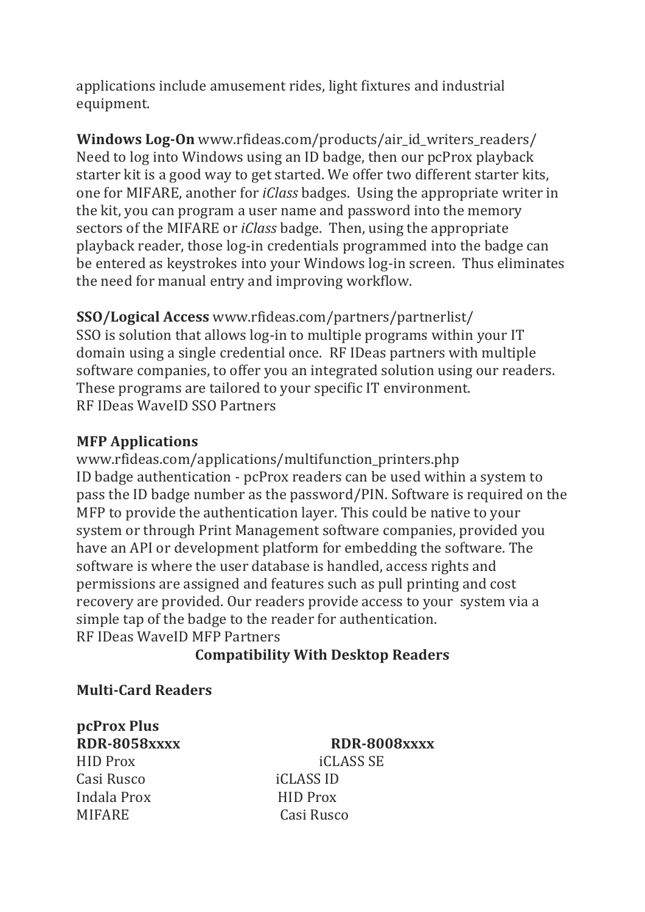applications include amusement rides, light fixtures and industrial equipment.

**Windows Log-On** www.rfideas.com/products/air_id_writers_readers/
Need to log into Windows using an ID badge, then our pcProx playback starter kit is a good way to get started. We offer two different starter kits, one for MIFARE, another for *iClass* badges. Using the appropriate writer in the kit, you can program a user name and password into the memory sectors of the MIFARE or *iClass* badge. Then, using the appropriate playback reader, those log-in credentials programmed into the badge can be entered as keystrokes into your Windows log-in screen. Thus eliminates the need for manual entry and improving workflow.

**SSO/Logical Access** www.rfideas.com/partners/partnerlist/
SSO is solution that allows log-in to multiple programs within your IT domain using a single credential once. RF IDeas partners with multiple software companies, to offer you an integrated solution using our readers. These programs are tailored to your specific IT environment.
RF IDeas WaveID SSO Partners

**MFP Applications**
www.rfideas.com/applications/multifunction_printers.php
ID badge authentication - pcProx readers can be used within a system to pass the ID badge number as the password/PIN. Software is required on the MFP to provide the authentication layer. This could be native to your system or through Print Management software companies, provided you have an API or development platform for embedding the software. The software is where the user database is handled, access rights and permissions are assigned and features such as pull printing and cost recovery are provided. Our readers provide access to your system via a simple tap of the badge to the reader for authentication.
RF IDeas WaveID MFP Partners

## Compatibility With Desktop Readers

**Multi-Card Readers**

**pcProx Plus**

| **RDR-8058xxxx** | **RDR-8008xxxx** |
|---|---|
| HID Prox | iCLASS SE |
| Casi Rusco | iCLASS ID |
| Indala Prox | HID Prox |
| MIFARE | Casi Rusco |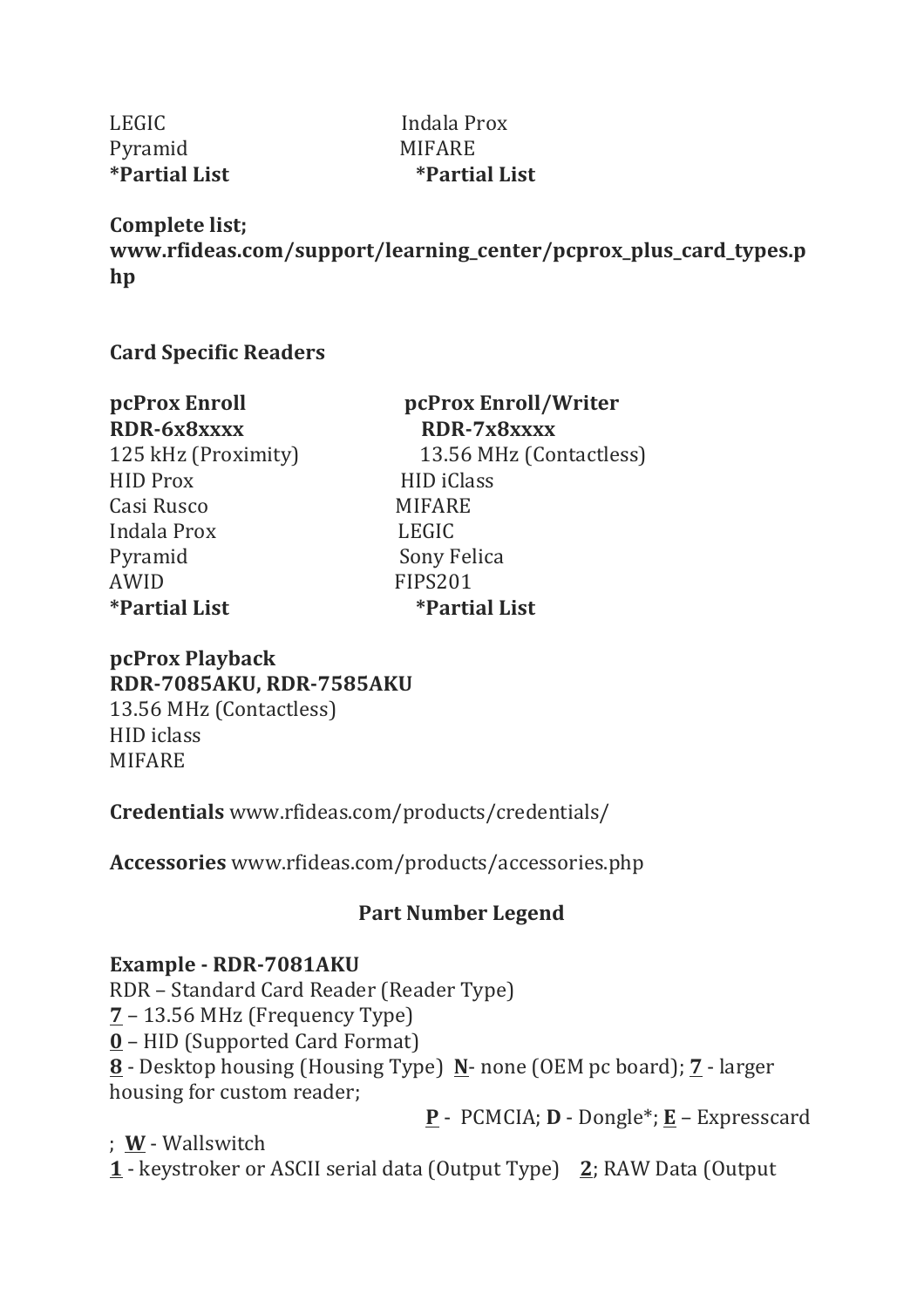| | |
|---|---|
| LEGIC | Indala Prox |
| Pyramid | MIFARE |
| ***Partial List** | ***Partial List** |

**Complete list; www.rfideas.com/support/learning_center/pcprox_plus_card_types.php**

**Card Specific Readers**

| **pcProx Enroll** | **pcProx Enroll/Writer** |
|---|---|
| **RDR-6x8xxxx** | **RDR-7x8xxxx** |
| 125 kHz (Proximity) | 13.56 MHz (Contactless) |
| HID Prox | HID iClass |
| Casi Rusco | MIFARE |
| Indala Prox | LEGIC |
| Pyramid | Sony Felica |
| AWID | FIPS201 |
| ***Partial List** | ***Partial List** |

**pcProx Playback**
**RDR-7085AKU, RDR-7585AKU**
13.56 MHz (Contactless)
HID iclass
MIFARE

**Credentials** www.rfideas.com/products/credentials/

**Accessories** www.rfideas.com/products/accessories.php

**Part Number Legend**

**Example - RDR-7081AKU**
RDR – Standard Card Reader (Reader Type)
**7** – 13.56 MHz (Frequency Type)
**0** – HID (Supported Card Format)
**8** - Desktop housing (Housing Type) **N**- none (OEM pc board); **7** - larger housing for custom reader; **P** - PCMCIA; **D** - Dongle*; **E** – Expresscard; **W** - Wallswitch
**1** - keystroker or ASCII serial data (Output Type) **2**; RAW Data (Output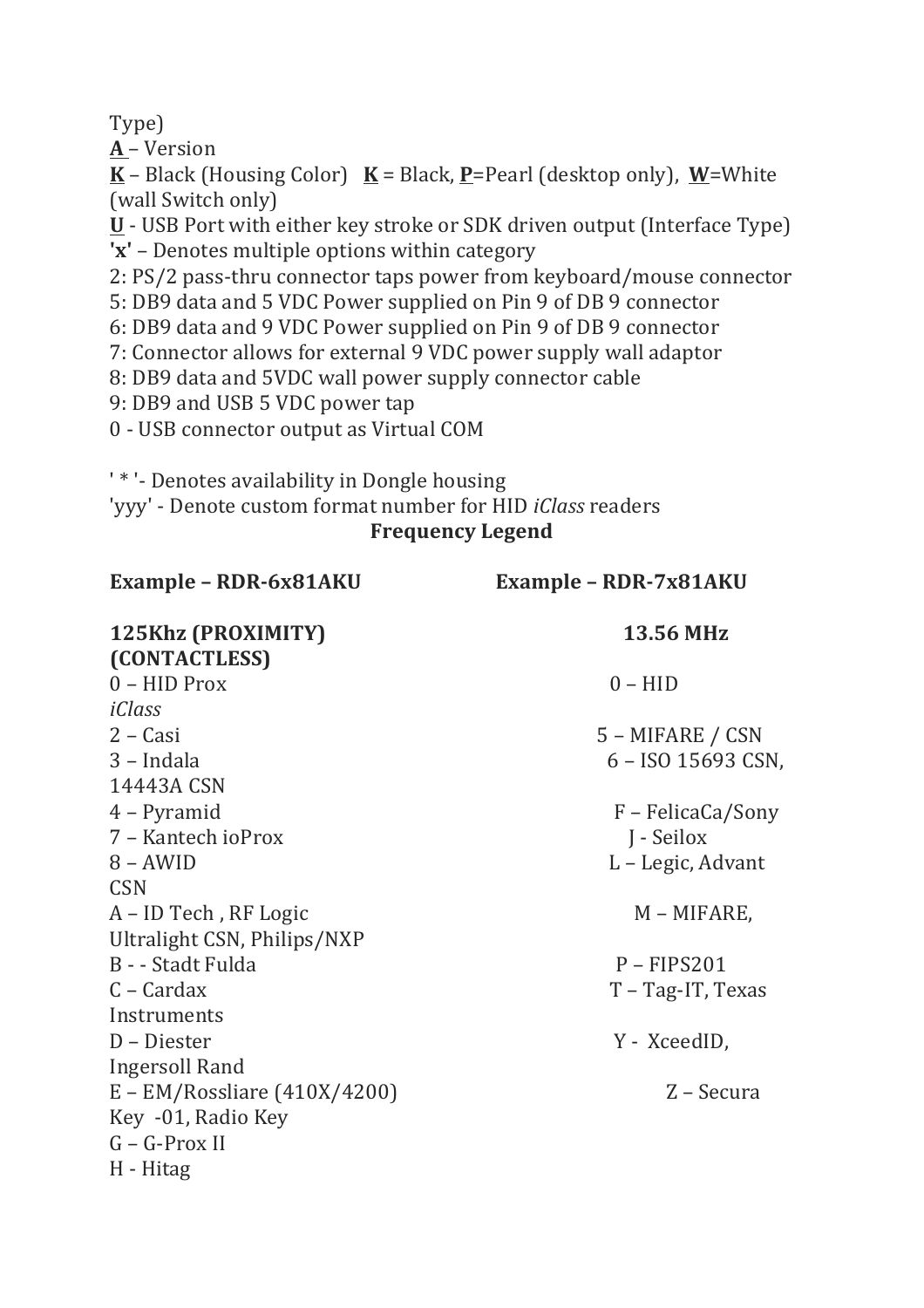Type)

**A** – Version

**K** – Black (Housing Color)   **K** = Black, **P**=Pearl (desktop only), **W**=White (wall Switch only)

**U** - USB Port with either key stroke or SDK driven output (Interface Type)

**'x'** – Denotes multiple options within category

2: PS/2 pass-thru connector taps power from keyboard/mouse connector

5: DB9 data and 5 VDC Power supplied on Pin 9 of DB 9 connector

6: DB9 data and 9 VDC Power supplied on Pin 9 of DB 9 connector

7: Connector allows for external 9 VDC power supply wall adaptor

8: DB9 data and 5VDC wall power supply connector cable

9: DB9 and USB 5 VDC power tap

0 - USB connector output as Virtual COM

' * '- Denotes availability in Dongle housing

'yyy' - Denote custom format number for HID *iClass* readers

**Frequency Legend**

| **Example – RDR-6x81AKU** | **Example – RDR-7x81AKU** |
|---|---|
| **125Khz (PROXIMITY)** | **13.56 MHz (CONTACTLESS)** |
| 0 – HID Prox | 0 – HID *iClass* |
| 2 – Casi | 5 – MIFARE / CSN |
| 3 – Indala | 6 – ISO 15693 CSN, 14443A CSN |
| 4 – Pyramid | F – FelicaCa/Sony |
| 7 – Kantech ioProx | J - Seilox |
| 8 – AWID | L – Legic, Advant CSN |
| A – ID Tech , RF Logic | M – MIFARE, Ultralight CSN, Philips/NXP |
| B - - Stadt Fulda | P – FIPS201 |
| C – Cardax | T – Tag-IT, Texas Instruments |
| D – Diester | Y - XceedID, Ingersoll Rand |
| E – EM/Rossliare (410X/4200) | Z – Secura Key -01, Radio Key |
| G – G-Prox II | |
| H - Hitag | |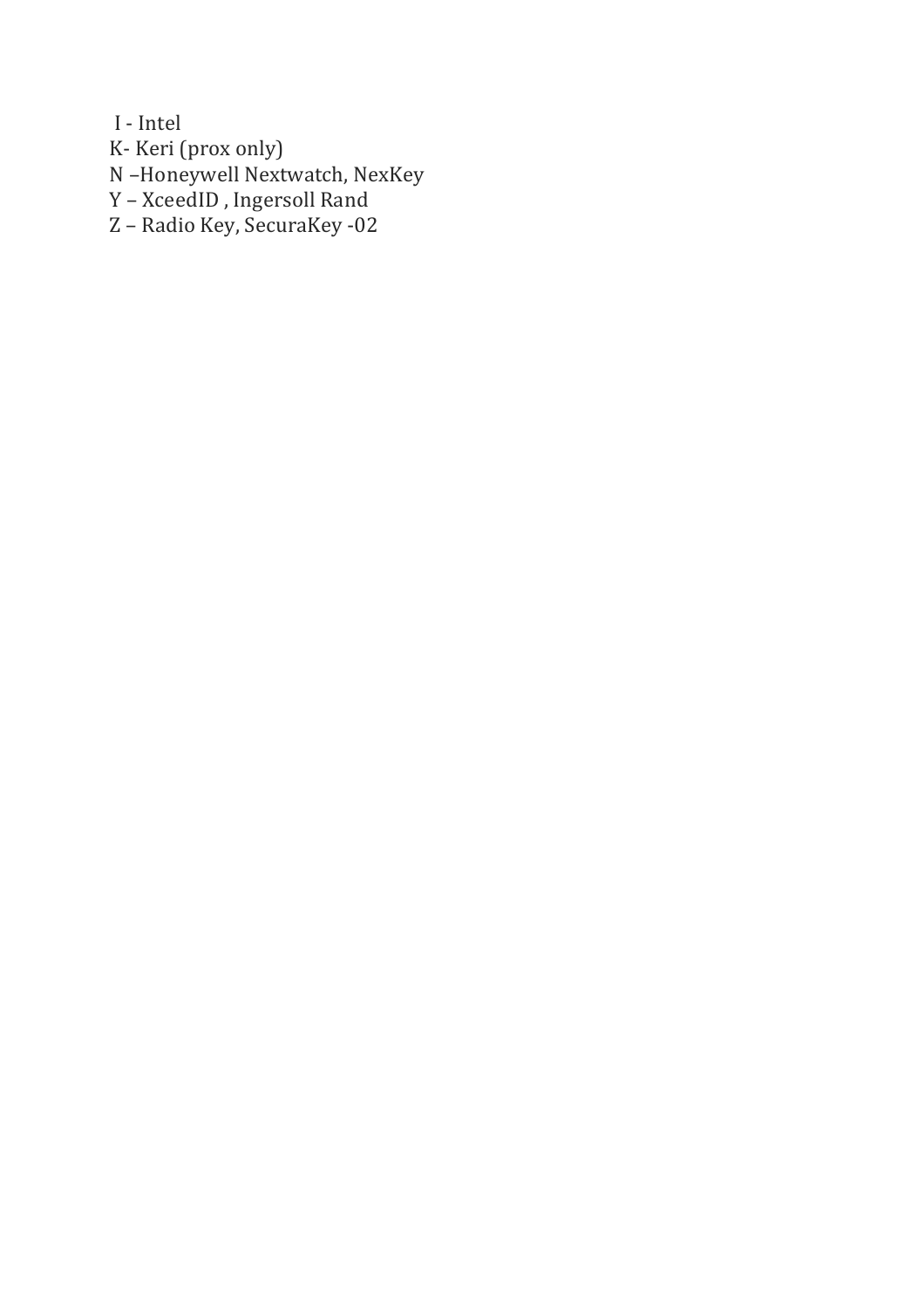I - Intel
K- Keri (prox only)
N –Honeywell Nextwatch, NexKey
Y – XceedID , Ingersoll Rand
Z – Radio Key, SecuraKey -02